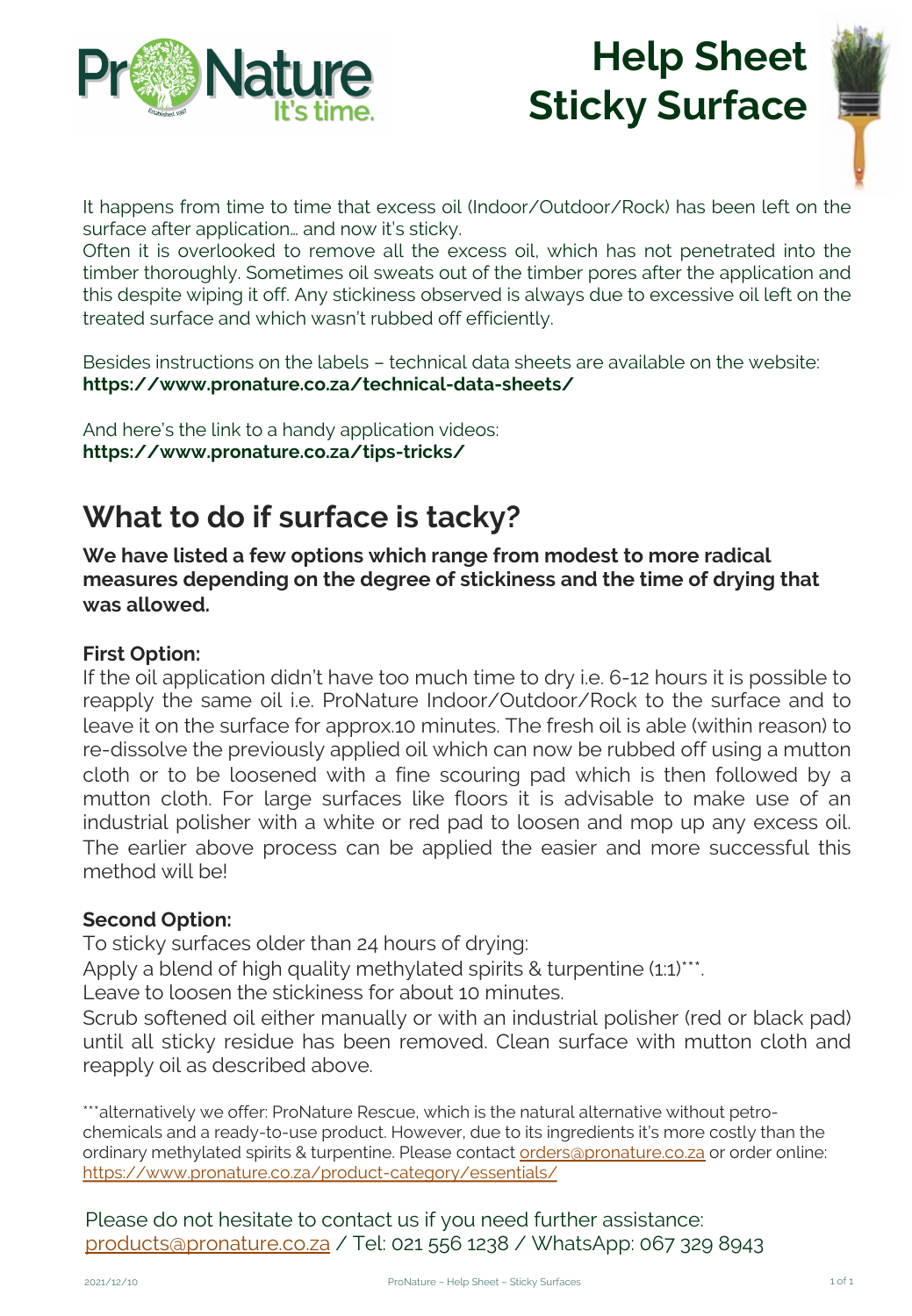# Help Sheet Sticky Surface

It happens from time to time that excess oil (Indoor/Outdoor/Rock) has been left on the surface after application… and now it's sticky.
Often it is overlooked to remove all the excess oil, which has not penetrated into the timber thoroughly. Sometimes oil sweats out of the timber pores after the application and this despite wiping it off. Any stickiness observed is always due to excessive oil left on the treated surface and which wasn't rubbed off efficiently.

Besides instructions on the labels – technical data sheets are available on the website:
**https://www.pronature.co.za/technical-data-sheets/**

And here's the link to a handy application videos:
**https://www.pronature.co.za/tips-tricks/**

## What to do if surface is tacky?

**We have listed a few options which range from modest to more radical measures depending on the degree of stickiness and the time of drying that was allowed.**

**First Option:**
If the oil application didn't have too much time to dry i.e. 6-12 hours it is possible to reapply the same oil i.e. ProNature Indoor/Outdoor/Rock to the surface and to leave it on the surface for approx.10 minutes. The fresh oil is able (within reason) to re-dissolve the previously applied oil which can now be rubbed off using a mutton cloth or to be loosened with a fine scouring pad which is then followed by a mutton cloth. For large surfaces like floors it is advisable to make use of an industrial polisher with a white or red pad to loosen and mop up any excess oil. The earlier above process can be applied the easier and more successful this method will be!

**Second Option:**
To sticky surfaces older than 24 hours of drying:
Apply a blend of high quality methylated spirits & turpentine (1:1)***.
Leave to loosen the stickiness for about 10 minutes.
Scrub softened oil either manually or with an industrial polisher (red or black pad) until all sticky residue has been removed. Clean surface with mutton cloth and reapply oil as described above.

***alternatively we offer: ProNature Rescue, which is the natural alternative without petro-chemicals and a ready-to-use product. However, due to its ingredients it's more costly than the ordinary methylated spirits & turpentine. Please contact orders@pronature.co.za or order online: https://www.pronature.co.za/product-category/essentials/

Please do not hesitate to contact us if you need further assistance:
products@pronature.co.za / Tel: 021 556 1238 / WhatsApp: 067 329 8943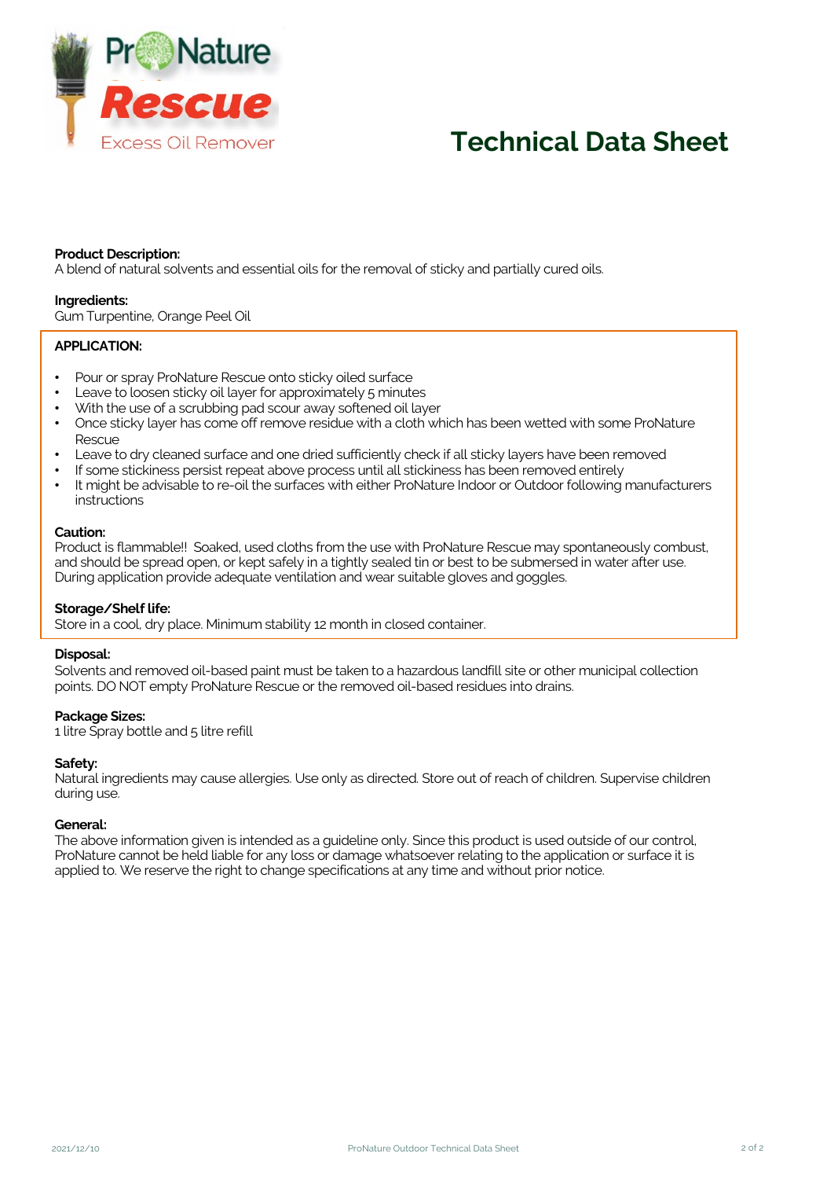ProNature

Rescue

Excess Oil Remover

# Technical Data Sheet

**Product Description:**
A blend of natural solvents and essential oils for the removal of sticky and partially cured oils.

**Ingredients:**
Gum Turpentine, Orange Peel Oil

**APPLICATION:**

- Pour or spray ProNature Rescue onto sticky oiled surface
- Leave to loosen sticky oil layer for approximately 5 minutes
- With the use of a scrubbing pad scour away softened oil layer
- Once sticky layer has come off remove residue with a cloth which has been wetted with some ProNature Rescue
- Leave to dry cleaned surface and one dried sufficiently check if all sticky layers have been removed
- If some stickiness persist repeat above process until all stickiness has been removed entirely
- It might be advisable to re-oil the surfaces with either ProNature Indoor or Outdoor following manufacturers instructions

**Caution:**
Product is flammable!! Soaked, used cloths from the use with ProNature Rescue may spontaneously combust, and should be spread open, or kept safely in a tightly sealed tin or best to be submersed in water after use. During application provide adequate ventilation and wear suitable gloves and goggles.

**Storage/Shelf life:**
Store in a cool, dry place. Minimum stability 12 month in closed container.

**Disposal:**
Solvents and removed oil-based paint must be taken to a hazardous landfill site or other municipal collection points. DO NOT empty ProNature Rescue or the removed oil-based residues into drains.

**Package Sizes:**
1 litre Spray bottle and 5 litre refill

**Safety:**
Natural ingredients may cause allergies. Use only as directed. Store out of reach of children. Supervise children during use.

**General:**
The above information given is intended as a guideline only. Since this product is used outside of our control, ProNature cannot be held liable for any loss or damage whatsoever relating to the application or surface it is applied to. We reserve the right to change specifications at any time and without prior notice.